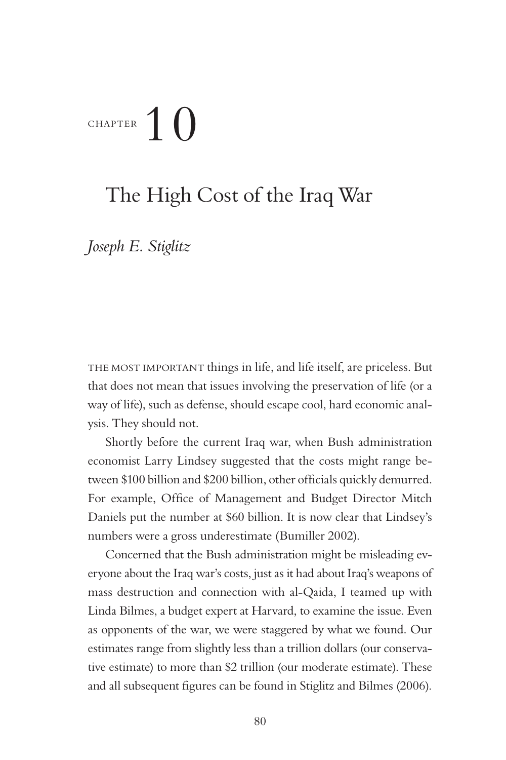CHAPTER 10

# The High Cost of the Iraq War

*Joseph E. Stiglitz*

THE MOST IMPORTANT things in life, and life itself, are priceless. But that does not mean that issues involving the preservation of life (or a way of life), such as defense, should escape cool, hard economic analysis. They should not.

Shortly before the current Iraq war, when Bush administration economist Larry Lindsey suggested that the costs might range between $100 billion and $200 billion, other officials quickly demurred. For example, Office of Management and Budget Director Mitch Daniels put the number at $60 billion. It is now clear that Lindsey's numbers were a gross underestimate (Bumiller 2002).

Concerned that the Bush administration might be misleading everyone about the Iraq war's costs, just as it had about Iraq's weapons of mass destruction and connection with al-Qaida, I teamed up with Linda Bilmes, a budget expert at Harvard, to examine the issue. Even as opponents of the war, we were staggered by what we found. Our estimates range from slightly less than a trillion dollars (our conservative estimate) to more than $2 trillion (our moderate estimate). These and all subsequent figures can be found in Stiglitz and Bilmes (2006).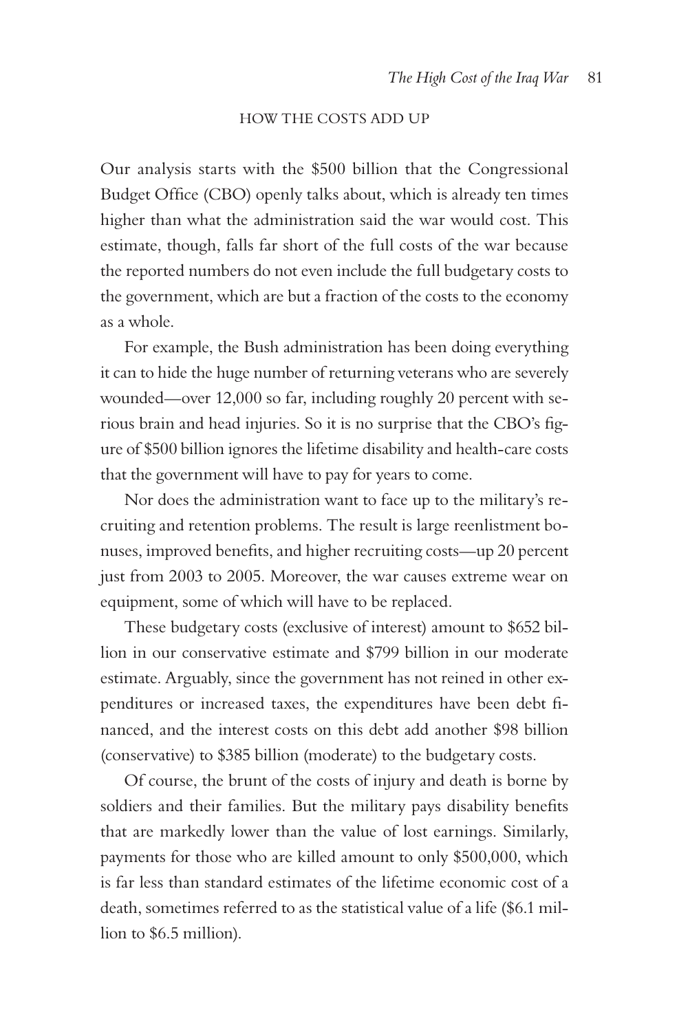## HOW THE COSTS ADD UP

Our analysis starts with the $500 billion that the Congressional Budget Office (CBO) openly talks about, which is already ten times higher than what the administration said the war would cost. This estimate, though, falls far short of the full costs of the war because the reported numbers do not even include the full budgetary costs to the government, which are but a fraction of the costs to the economy as a whole.

For example, the Bush administration has been doing everything it can to hide the huge number of returning veterans who are severely wounded—over 12,000 so far, including roughly 20 percent with serious brain and head injuries. So it is no surprise that the CBO's figure of $500 billion ignores the lifetime disability and health-care costs that the government will have to pay for years to come.

Nor does the administration want to face up to the military's recruiting and retention problems. The result is large reenlistment bonuses, improved benefits, and higher recruiting costs—up 20 percent just from 2003 to 2005. Moreover, the war causes extreme wear on equipment, some of which will have to be replaced.

These budgetary costs (exclusive of interest) amount to $652 billion in our conservative estimate and $799 billion in our moderate estimate. Arguably, since the government has not reined in other expenditures or increased taxes, the expenditures have been debt financed, and the interest costs on this debt add another $98 billion (conservative) to $385 billion (moderate) to the budgetary costs.

Of course, the brunt of the costs of injury and death is borne by soldiers and their families. But the military pays disability benefits that are markedly lower than the value of lost earnings. Similarly, payments for those who are killed amount to only $500,000, which is far less than standard estimates of the lifetime economic cost of a death, sometimes referred to as the statistical value of a life ($6.1 million to $6.5 million).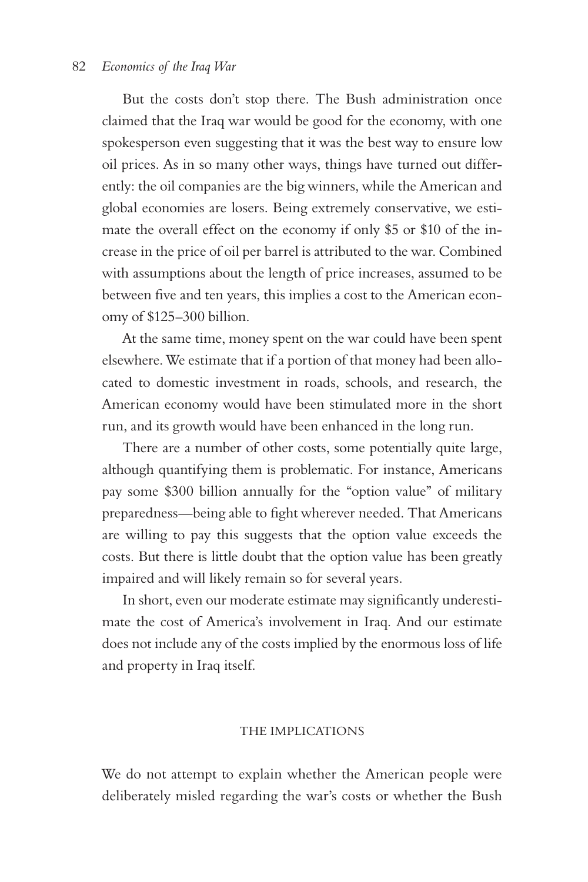But the costs don't stop there. The Bush administration once claimed that the Iraq war would be good for the economy, with one spokesperson even suggesting that it was the best way to ensure low oil prices. As in so many other ways, things have turned out differently: the oil companies are the big winners, while the American and global economies are losers. Being extremely conservative, we estimate the overall effect on the economy if only $5 or $10 of the increase in the price of oil per barrel is attributed to the war. Combined with assumptions about the length of price increases, assumed to be between five and ten years, this implies a cost to the American economy of $125–300 billion.

At the same time, money spent on the war could have been spent elsewhere. We estimate that if a portion of that money had been allocated to domestic investment in roads, schools, and research, the American economy would have been stimulated more in the short run, and its growth would have been enhanced in the long run.

There are a number of other costs, some potentially quite large, although quantifying them is problematic. For instance, Americans pay some $300 billion annually for the "option value" of military preparedness—being able to fight wherever needed. That Americans are willing to pay this suggests that the option value exceeds the costs. But there is little doubt that the option value has been greatly impaired and will likely remain so for several years.

In short, even our moderate estimate may significantly underestimate the cost of America's involvement in Iraq. And our estimate does not include any of the costs implied by the enormous loss of life and property in Iraq itself.

## THE IMPLICATIONS

We do not attempt to explain whether the American people were deliberately misled regarding the war's costs or whether the Bush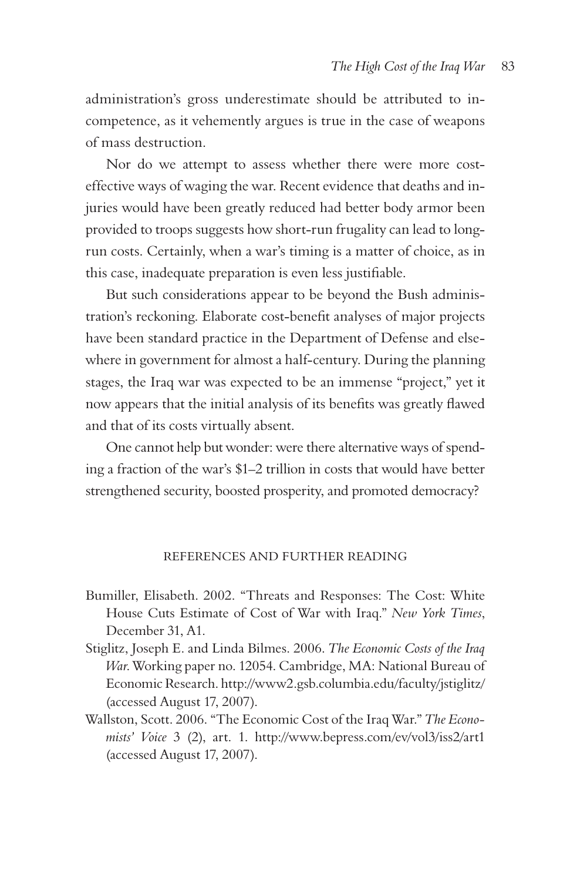administration's gross underestimate should be attributed to incompetence, as it vehemently argues is true in the case of weapons of mass destruction.

Nor do we attempt to assess whether there were more cost-effective ways of waging the war. Recent evidence that deaths and injuries would have been greatly reduced had better body armor been provided to troops suggests how short-run frugality can lead to long-run costs. Certainly, when a war's timing is a matter of choice, as in this case, inadequate preparation is even less justifiable.

But such considerations appear to be beyond the Bush administration's reckoning. Elaborate cost-benefit analyses of major projects have been standard practice in the Department of Defense and elsewhere in government for almost a half-century. During the planning stages, the Iraq war was expected to be an immense "project," yet it now appears that the initial analysis of its benefits was greatly flawed and that of its costs virtually absent.

One cannot help but wonder: were there alternative ways of spending a fraction of the war's $1–2 trillion in costs that would have better strengthened security, boosted prosperity, and promoted democracy?

## REFERENCES AND FURTHER READING

Bumiller, Elisabeth. 2002. "Threats and Responses: The Cost: White House Cuts Estimate of Cost of War with Iraq." *New York Times*, December 31, A1.

Stiglitz, Joseph E. and Linda Bilmes. 2006. *The Economic Costs of the Iraq War*. Working paper no. 12054. Cambridge, MA: National Bureau of Economic Research. http://www2.gsb.columbia.edu/faculty/jstiglitz/ (accessed August 17, 2007).

Wallston, Scott. 2006. "The Economic Cost of the Iraq War." *The Economists' Voice* 3 (2), art. 1. http://www.bepress.com/ev/vol3/iss2/art1 (accessed August 17, 2007).